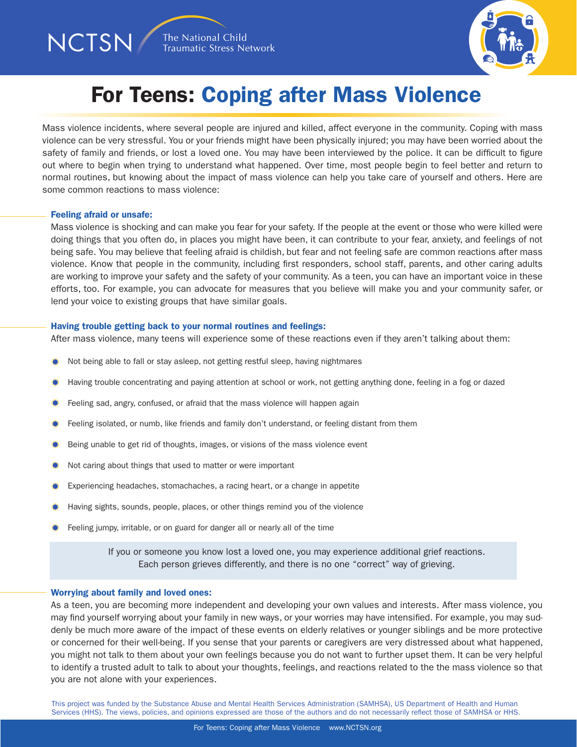NCTSN The National Child Traumatic Stress Network

# For Teens: Coping after Mass Violence

Mass violence incidents, where several people are injured and killed, affect everyone in the community. Coping with mass violence can be very stressful. You or your friends might have been physically injured; you may have been worried about the safety of family and friends, or lost a loved one. You may have been interviewed by the police. It can be difficult to figure out where to begin when trying to understand what happened. Over time, most people begin to feel better and return to normal routines, but knowing about the impact of mass violence can help you take care of yourself and others. Here are some common reactions to mass violence:

### Feeling afraid or unsafe:

Mass violence is shocking and can make you fear for your safety. If the people at the event or those who were killed were doing things that you often do, in places you might have been, it can contribute to your fear, anxiety, and feelings of not being safe. You may believe that feeling afraid is childish, but fear and not feeling safe are common reactions after mass violence. Know that people in the community, including first responders, school staff, parents, and other caring adults are working to improve your safety and the safety of your community. As a teen, you can have an important voice in these efforts, too. For example, you can advocate for measures that you believe will make you and your community safer, or lend your voice to existing groups that have similar goals.

### Having trouble getting back to your normal routines and feelings:

After mass violence, many teens will experience some of these reactions even if they aren't talking about them:

- Not being able to fall or stay asleep, not getting restful sleep, having nightmares
- Having trouble concentrating and paying attention at school or work, not getting anything done, feeling in a fog or dazed
- Feeling sad, angry, confused, or afraid that the mass violence will happen again
- Feeling isolated, or numb, like friends and family don't understand, or feeling distant from them
- Being unable to get rid of thoughts, images, or visions of the mass violence event
- Not caring about things that used to matter or were important
- Experiencing headaches, stomachaches, a racing heart, or a change in appetite
- Having sights, sounds, people, places, or other things remind you of the violence
- Feeling jumpy, irritable, or on guard for danger all or nearly all of the time

> If you or someone you know lost a loved one, you may experience additional grief reactions. Each person grieves differently, and there is no one "correct" way of grieving.

### Worrying about family and loved ones:

As a teen, you are becoming more independent and developing your own values and interests. After mass violence, you may find yourself worrying about your family in new ways, or your worries may have intensified. For example, you may suddenly be much more aware of the impact of these events on elderly relatives or younger siblings and be more protective or concerned for their well-being. If you sense that your parents or caregivers are very distressed about what happened, you might not talk to them about your own feelings because you do not want to further upset them. It can be very helpful to identify a trusted adult to talk to about your thoughts, feelings, and reactions related to the the mass violence so that you are not alone with your experiences.

This project was funded by the Substance Abuse and Mental Health Services Administration (SAMHSA), US Department of Health and Human Services (HHS). The views, policies, and opinions expressed are those of the authors and do not necessarily reflect those of SAMHSA or HHS.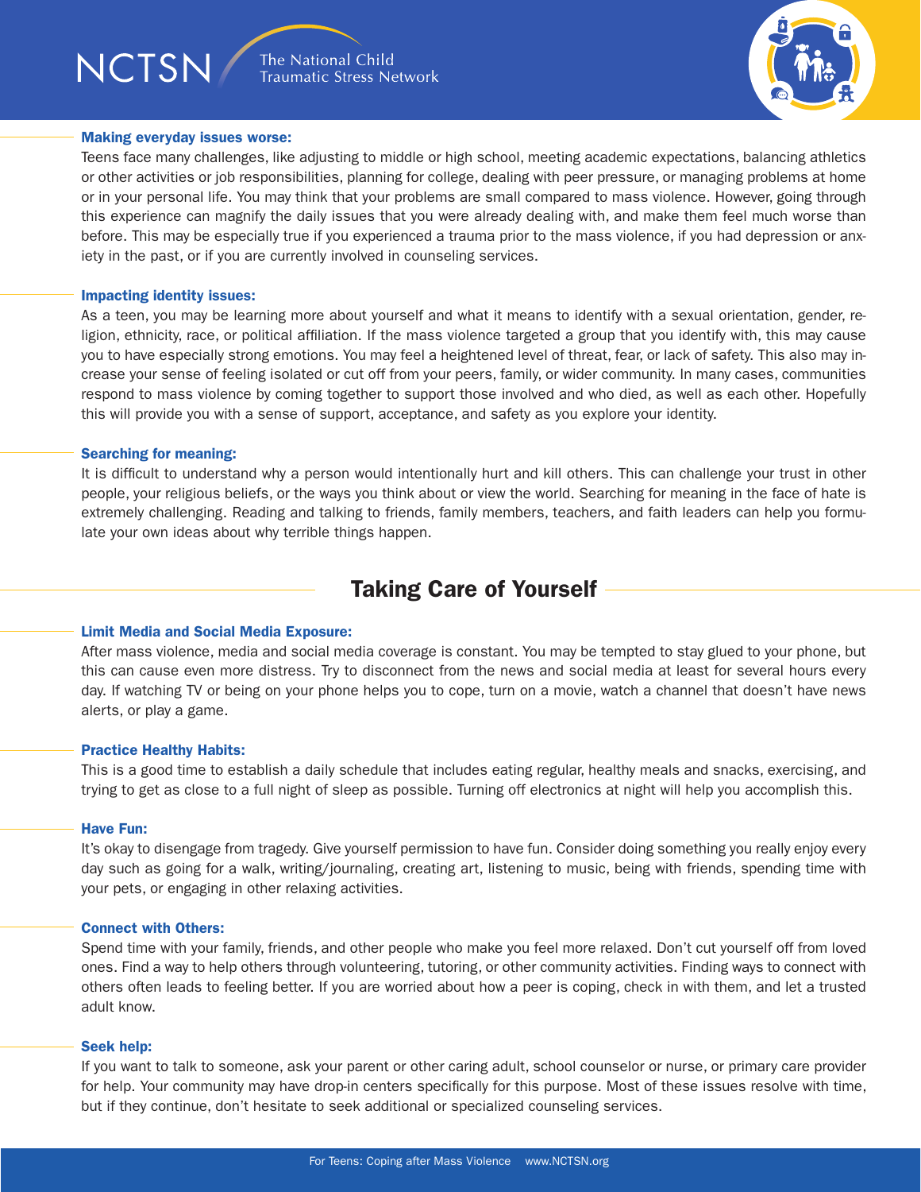**Making everyday issues worse:**

Teens face many challenges, like adjusting to middle or high school, meeting academic expectations, balancing athletics or other activities or job responsibilities, planning for college, dealing with peer pressure, or managing problems at home or in your personal life. You may think that your problems are small compared to mass violence. However, going through this experience can magnify the daily issues that you were already dealing with, and make them feel much worse than before. This may be especially true if you experienced a trauma prior to the mass violence, if you had depression or anxiety in the past, or if you are currently involved in counseling services.

**Impacting identity issues:**

As a teen, you may be learning more about yourself and what it means to identify with a sexual orientation, gender, religion, ethnicity, race, or political affiliation. If the mass violence targeted a group that you identify with, this may cause you to have especially strong emotions. You may feel a heightened level of threat, fear, or lack of safety. This also may increase your sense of feeling isolated or cut off from your peers, family, or wider community. In many cases, communities respond to mass violence by coming together to support those involved and who died, as well as each other. Hopefully this will provide you with a sense of support, acceptance, and safety as you explore your identity.

**Searching for meaning:**

It is difficult to understand why a person would intentionally hurt and kill others. This can challenge your trust in other people, your religious beliefs, or the ways you think about or view the world. Searching for meaning in the face of hate is extremely challenging. Reading and talking to friends, family members, teachers, and faith leaders can help you formulate your own ideas about why terrible things happen.

## Taking Care of Yourself

**Limit Media and Social Media Exposure:**

After mass violence, media and social media coverage is constant. You may be tempted to stay glued to your phone, but this can cause even more distress. Try to disconnect from the news and social media at least for several hours every day. If watching TV or being on your phone helps you to cope, turn on a movie, watch a channel that doesn't have news alerts, or play a game.

**Practice Healthy Habits:**

This is a good time to establish a daily schedule that includes eating regular, healthy meals and snacks, exercising, and trying to get as close to a full night of sleep as possible. Turning off electronics at night will help you accomplish this.

**Have Fun:**

It's okay to disengage from tragedy. Give yourself permission to have fun. Consider doing something you really enjoy every day such as going for a walk, writing/journaling, creating art, listening to music, being with friends, spending time with your pets, or engaging in other relaxing activities.

**Connect with Others:**

Spend time with your family, friends, and other people who make you feel more relaxed. Don't cut yourself off from loved ones. Find a way to help others through volunteering, tutoring, or other community activities. Finding ways to connect with others often leads to feeling better. If you are worried about how a peer is coping, check in with them, and let a trusted adult know.

**Seek help:**

If you want to talk to someone, ask your parent or other caring adult, school counselor or nurse, or primary care provider for help. Your community may have drop-in centers specifically for this purpose. Most of these issues resolve with time, but if they continue, don't hesitate to seek additional or specialized counseling services.